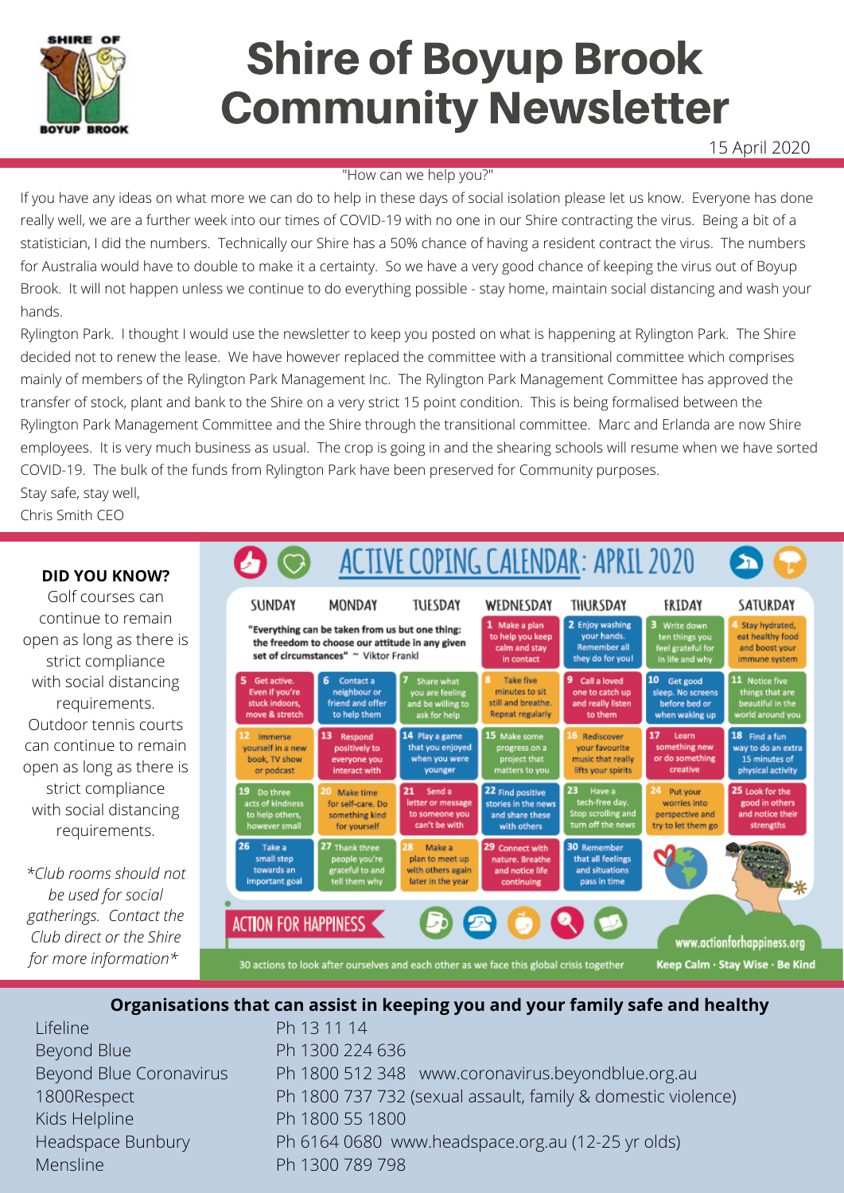# Shire of Boyup Brook Community Newsletter

15 April 2020

"How can we help you?"

If you have any ideas on what more we can do to help in these days of social isolation please let us know. Everyone has done really well, we are a further week into our times of COVID-19 with no one in our Shire contracting the virus. Being a bit of a statistician, I did the numbers. Technically our Shire has a 50% chance of having a resident contract the virus. The numbers for Australia would have to double to make it a certainty. So we have a very good chance of keeping the virus out of Boyup Brook. It will not happen unless we continue to do everything possible - stay home, maintain social distancing and wash your hands.

Rylington Park. I thought I would use the newsletter to keep you posted on what is happening at Rylington Park. The Shire decided not to renew the lease. We have however replaced the committee with a transitional committee which comprises mainly of members of the Rylington Park Management Inc. The Rylington Park Management Committee has approved the transfer of stock, plant and bank to the Shire on a very strict 15 point condition. This is being formalised between the Rylington Park Management Committee and the Shire through the transitional committee. Marc and Erlanda are now Shire employees. It is very much business as usual. The crop is going in and the shearing schools will resume when we have sorted COVID-19. The bulk of the funds from Rylington Park have been preserved for Community purposes.

Stay safe, stay well,

Chris Smith CEO

**DID YOU KNOW?**

Golf courses can continue to remain open as long as there is strict compliance with social distancing requirements. Outdoor tennis courts can continue to remain open as long as there is strict compliance with social distancing requirements.

*\*Club rooms should not be used for social gatherings. Contact the Club direct or the Shire for more information\**

## ACTIVE COPING CALENDAR: APRIL 2020

"Everything can be taken from us but one thing: the freedom to choose our attitude in any given set of circumstances" ~ Viktor Frankl

| SUNDAY | MONDAY | TUESDAY | WEDNESDAY | THURSDAY | FRIDAY | SATURDAY |
|---|---|---|---|---|---|---|
| | | | 1 Make a plan to help you keep calm and stay in contact | 2 Enjoy washing your hands. Remember all they do for you! | 3 Write down ten things you feel grateful for in life and why | 4 Stay hydrated, eat healthy food and boost your immune system |
| 5 Get active. Even if you're stuck indoors, move & stretch | 6 Contact a neighbour or friend and offer to help them | 7 Share what you are feeling and be willing to ask for help | 8 Take five minutes to sit still and breathe. Repeat regularly | 9 Call a loved one to catch up and really listen to them | 10 Get good sleep. No screens before bed or when waking up | 11 Notice five things that are beautiful in the world around you |
| 12 Immerse yourself in a new book, TV show or podcast | 13 Respond positively to everyone you interact with | 14 Play a game that you enjoyed when you were younger | 15 Make some progress on a project that matters to you | 16 Rediscover your favourite music that really lifts your spirits | 17 Learn something new or do something creative | 18 Find a fun way to do an extra 15 minutes of physical activity |
| 19 Do three acts of kindness to help others, however small | 20 Make time for self-care. Do something kind for yourself | 21 Send a letter or message to someone you can't be with | 22 Find positive stories in the news and share these with others | 23 Have a tech-free day. Stop scrolling and turn off the news | 24 Put your worries into perspective and try to let them go | 25 Look for the good in others and notice their strengths |
| 26 Take a small step towards an important goal | 27 Thank three people you're grateful to and tell them why | 28 Make a plan to meet up with others again later in the year | 29 Connect with nature. Breathe and notice life continuing | 30 Remember that all feelings and situations pass in time | | |

ACTION FOR HAPPINESS

www.actionforhappiness.org

30 actions to look after ourselves and each other as we face this global crisis together

Keep Calm · Stay Wise · Be Kind

## Organisations that can assist in keeping you and your family safe and healthy

| | |
|---|---|
| Lifeline | Ph 13 11 14 |
| Beyond Blue | Ph 1300 224 636 |
| Beyond Blue Coronavirus | Ph 1800 512 348 www.coronavirus.beyondblue.org.au |
| 1800Respect | Ph 1800 737 732 (sexual assault, family & domestic violence) |
| Kids Helpline | Ph 1800 55 1800 |
| Headspace Bunbury | Ph 6164 0680 www.headspace.org.au (12-25 yr olds) |
| Mensline | Ph 1300 789 798 |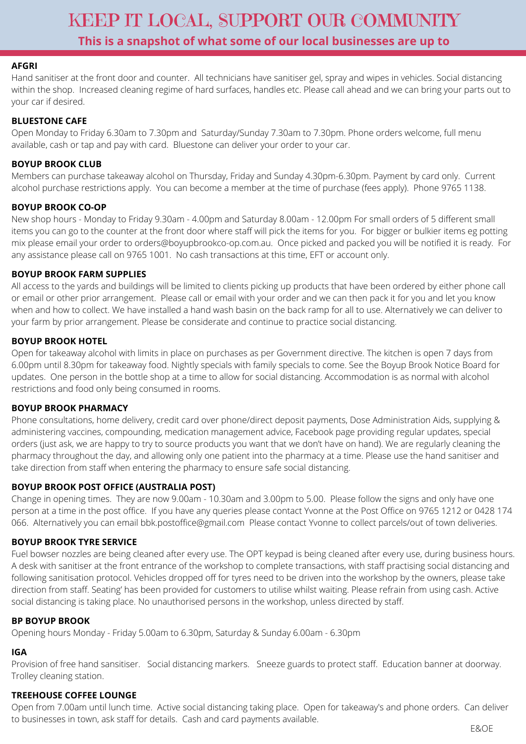# KEEP IT LOCAL, SUPPORT OUR COMMUNITY

**This is a snapshot of what some of our local businesses are up to**

**AFGRI**

Hand sanitiser at the front door and counter. All technicians have sanitiser gel, spray and wipes in vehicles. Social distancing within the shop. Increased cleaning regime of hard surfaces, handles etc. Please call ahead and we can bring your parts out to your car if desired.

**BLUESTONE CAFE**

Open Monday to Friday 6.30am to 7.30pm and Saturday/Sunday 7.30am to 7.30pm. Phone orders welcome, full menu available, cash or tap and pay with card. Bluestone can deliver your order to your car.

**BOYUP BROOK CLUB**

Members can purchase takeaway alcohol on Thursday, Friday and Sunday 4.30pm-6.30pm. Payment by card only. Current alcohol purchase restrictions apply. You can become a member at the time of purchase (fees apply). Phone 9765 1138.

**BOYUP BROOK CO-OP**

New shop hours - Monday to Friday 9.30am - 4.00pm and Saturday 8.00am - 12.00pm For small orders of 5 different small items you can go to the counter at the front door where staff will pick the items for you. For bigger or bulkier items eg potting mix please email your order to orders@boyupbrookco-op.com.au. Once picked and packed you will be notified it is ready. For any assistance please call on 9765 1001. No cash transactions at this time, EFT or account only.

**BOYUP BROOK FARM SUPPLIES**

All access to the yards and buildings will be limited to clients picking up products that have been ordered by either phone call or email or other prior arrangement. Please call or email with your order and we can then pack it for you and let you know when and how to collect. We have installed a hand wash basin on the back ramp for all to use. Alternatively we can deliver to your farm by prior arrangement. Please be considerate and continue to practice social distancing.

**BOYUP BROOK HOTEL**

Open for takeaway alcohol with limits in place on purchases as per Government directive. The kitchen is open 7 days from 6.00pm until 8.30pm for takeaway food. Nightly specials with family specials to come. See the Boyup Brook Notice Board for updates. One person in the bottle shop at a time to allow for social distancing. Accommodation is as normal with alcohol restrictions and food only being consumed in rooms.

**BOYUP BROOK PHARMACY**

Phone consultations, home delivery, credit card over phone/direct deposit payments, Dose Administration Aids, supplying & administering vaccines, compounding, medication management advice, Facebook page providing regular updates, special orders (just ask, we are happy to try to source products you want that we don't have on hand). We are regularly cleaning the pharmacy throughout the day, and allowing only one patient into the pharmacy at a time. Please use the hand sanitiser and take direction from staff when entering the pharmacy to ensure safe social distancing.

**BOYUP BROOK POST OFFICE (AUSTRALIA POST)**

Change in opening times. They are now 9.00am - 10.30am and 3.00pm to 5.00. Please follow the signs and only have one person at a time in the post office. If you have any queries please contact Yvonne at the Post Office on 9765 1212 or 0428 174 066. Alternatively you can email bbk.postoffice@gmail.com Please contact Yvonne to collect parcels/out of town deliveries.

**BOYUP BROOK TYRE SERVICE**

Fuel bowser nozzles are being cleaned after every use. The OPT keypad is being cleaned after every use, during business hours. A desk with sanitiser at the front entrance of the workshop to complete transactions, with staff practising social distancing and following sanitisation protocol. Vehicles dropped off for tyres need to be driven into the workshop by the owners, please take direction from staff. Seating' has been provided for customers to utilise whilst waiting. Please refrain from using cash. Active social distancing is taking place. No unauthorised persons in the workshop, unless directed by staff.

**BP BOYUP BROOK**

Opening hours Monday - Friday 5.00am to 6.30pm, Saturday & Sunday 6.00am - 6.30pm

**IGA**

Provision of free hand sansitiser. Social distancing markers. Sneeze guards to protect staff. Education banner at doorway. Trolley cleaning station.

**TREEHOUSE COFFEE LOUNGE**

Open from 7.00am until lunch time. Active social distancing taking place. Open for takeaway's and phone orders. Can deliver to businesses in town, ask staff for details. Cash and card payments available.

E&OE